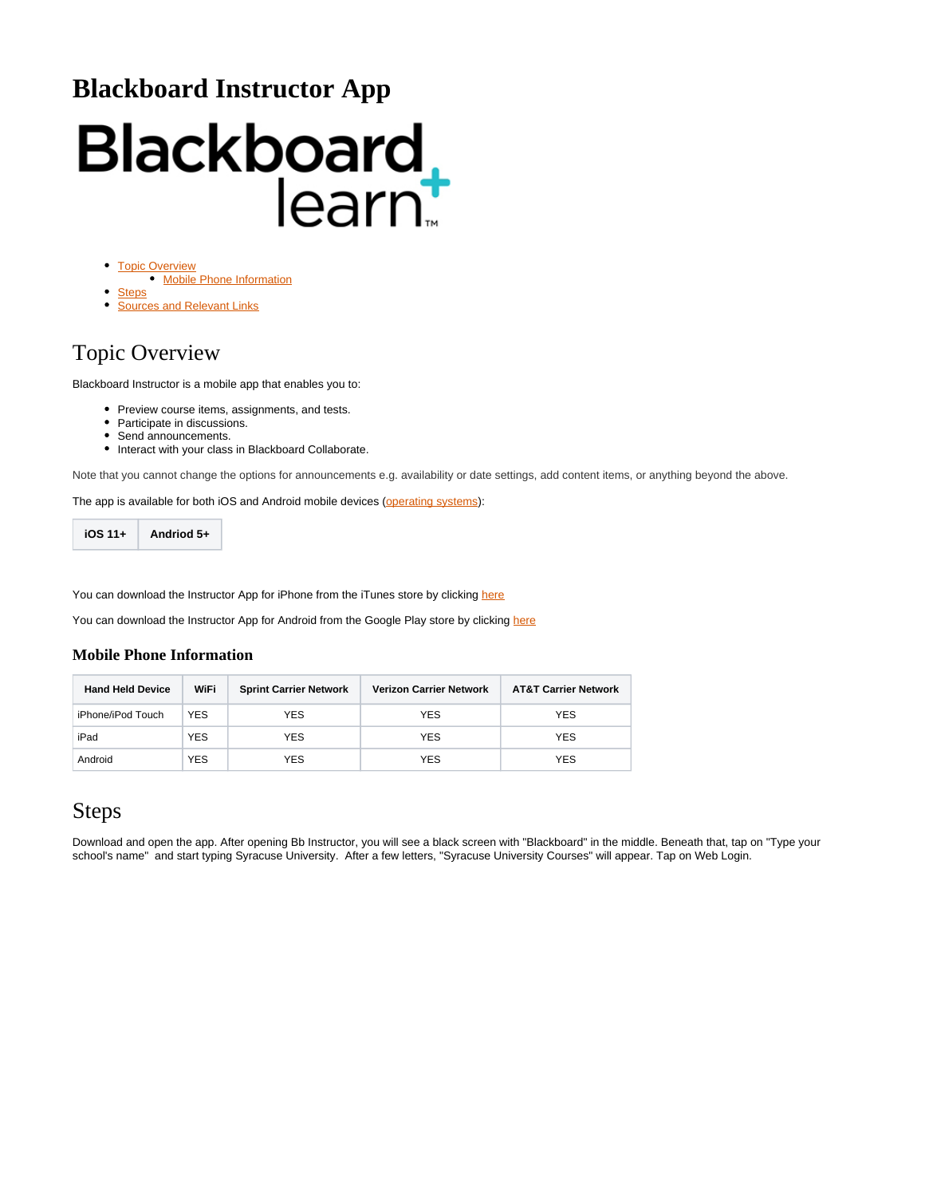# Blackboard Instructor App

- Topic Overview
  - Mobile Phone Information
- Steps
- Sources and Relevant Links

## Topic Overview

Blackboard Instructor is a mobile app that enables you to:

- Preview course items, assignments, and tests.
- Participate in discussions.
- Send announcements.
- Interact with your class in Blackboard Collaborate.

Note that you cannot change the options for announcements e.g. availability or date settings, add content items, or anything beyond the above.

The app is available for both iOS and Android mobile devices (operating systems):

| iOS 11+ | Andriod 5+ |
|---|---|

You can download the Instructor App for iPhone from the iTunes store by clicking here

You can download the Instructor App for Android from the Google Play store by clicking here

### Mobile Phone Information

| Hand Held Device | WiFi | Sprint Carrier Network | Verizon Carrier Network | AT&T Carrier Network |
|---|---|---|---|---|
| iPhone/iPod Touch | YES | YES | YES | YES |
| iPad | YES | YES | YES | YES |
| Android | YES | YES | YES | YES |

## Steps

Download and open the app. After opening Bb Instructor, you will see a black screen with "Blackboard" in the middle. Beneath that, tap on "Type your school's name" and start typing Syracuse University. After a few letters, "Syracuse University Courses" will appear. Tap on Web Login.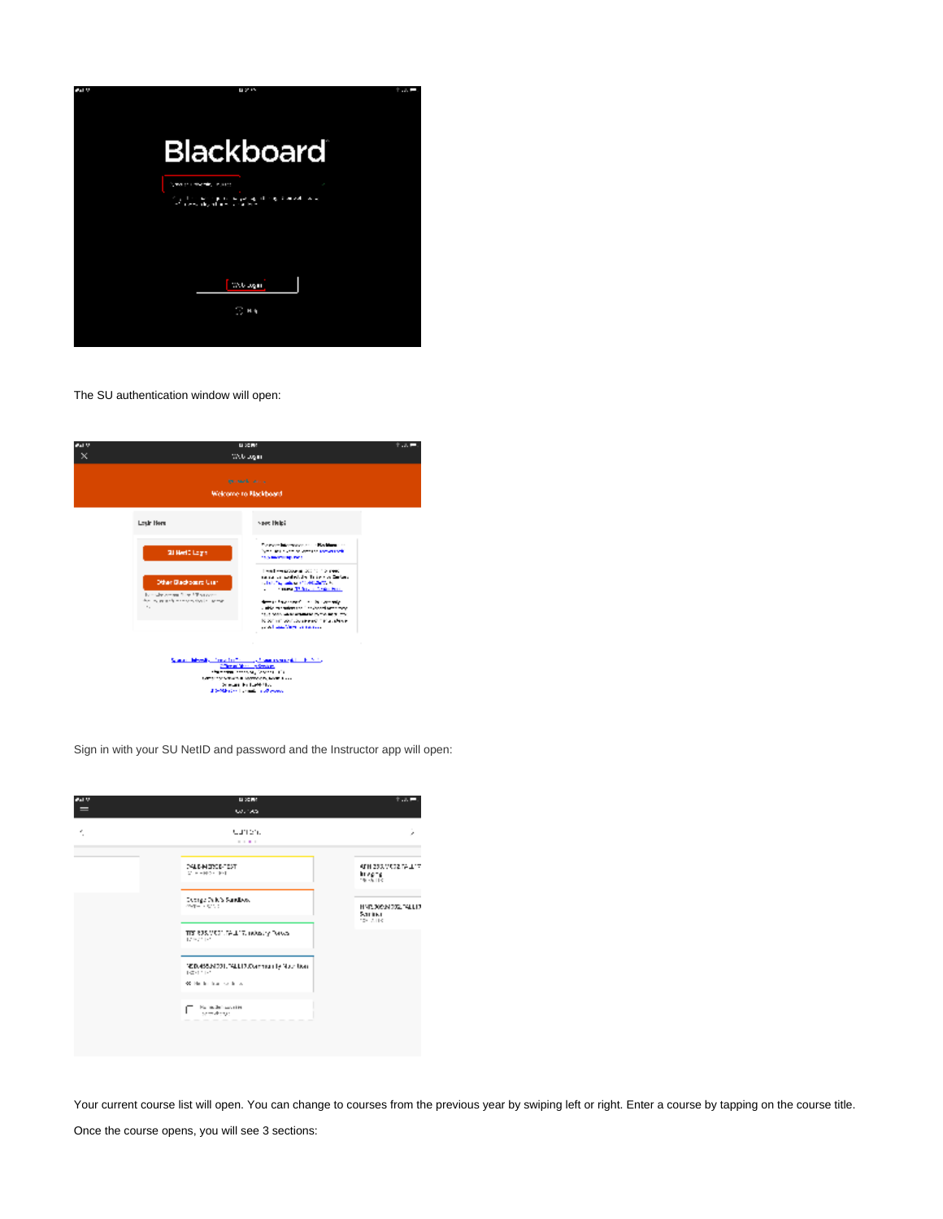The SU authentication window will open:

Sign in with your SU NetID and password and the Instructor app will open:

Your current course list will open. You can change to courses from the previous year by swiping left or right. Enter a course by tapping on the course title.

Once the course opens, you will see 3 sections: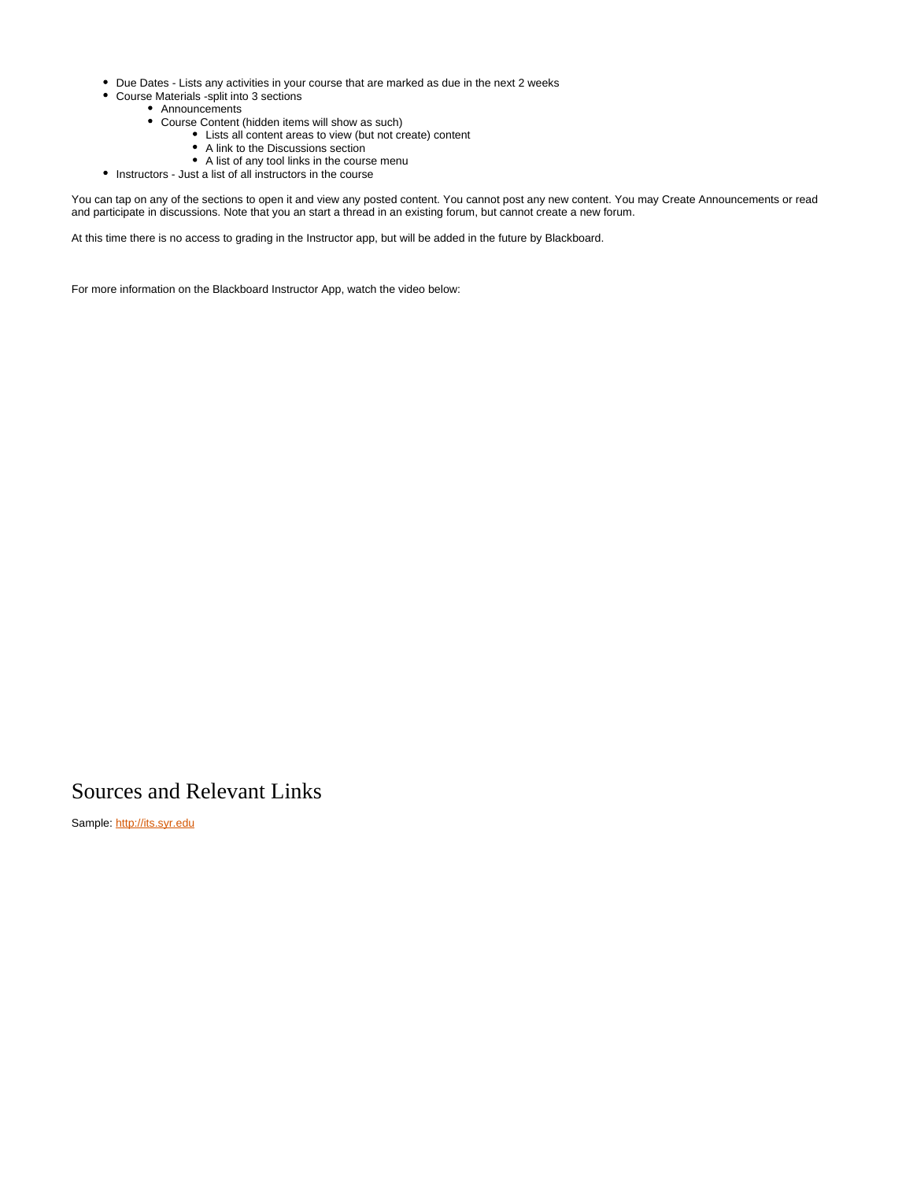- Due Dates - Lists any activities in your course that are marked as due in the next 2 weeks
- Course Materials -split into 3 sections
  - Announcements
  - Course Content (hidden items will show as such)
    - Lists all content areas to view (but not create) content
    - A link to the Discussions section
    - A list of any tool links in the course menu
- Instructors - Just a list of all instructors in the course

You can tap on any of the sections to open it and view any posted content. You cannot post any new content. You may Create Announcements or read and participate in discussions. Note that you an start a thread in an existing forum, but cannot create a new forum.

At this time there is no access to grading in the Instructor app, but will be added in the future by Blackboard.

For more information on the Blackboard Instructor App, watch the video below:

# Sources and Relevant Links

Sample: [http://its.syr.edu](http://its.syr.edu)